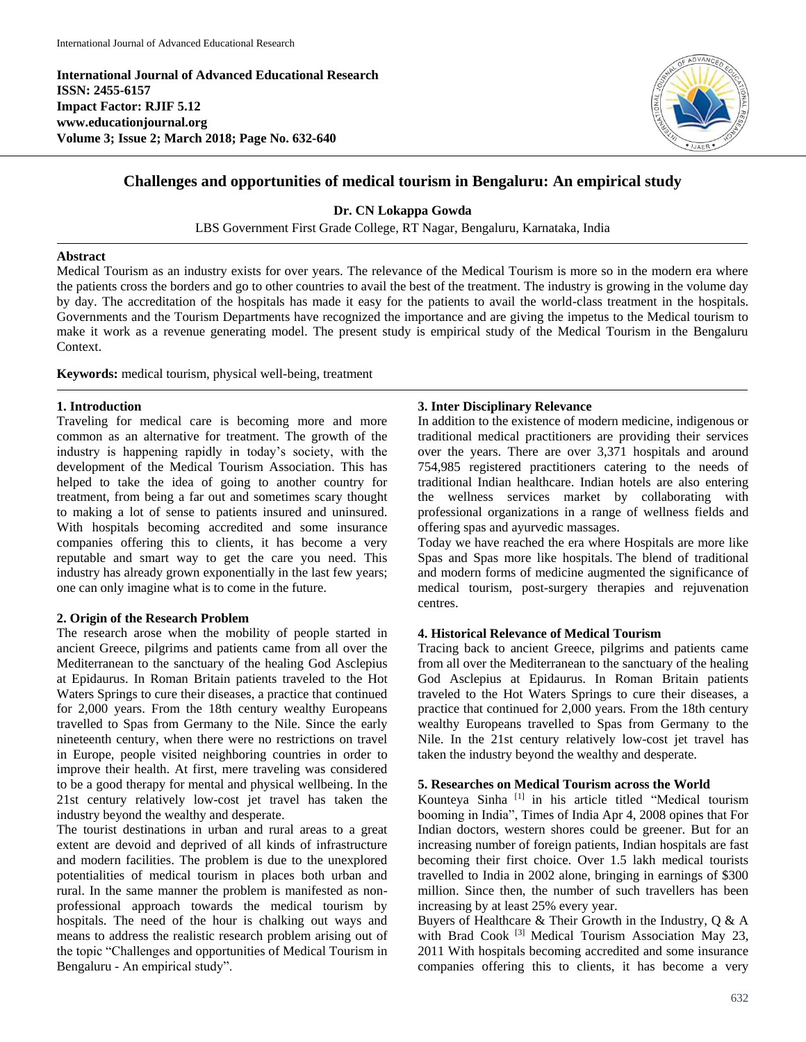**International Journal of Advanced Educational Research**
**ISSN: 2455-6157**
**Impact Factor: RJIF 5.12**
**www.educationjournal.org**
**Volume 3; Issue 2; March 2018; Page No. 632-640**

# Challenges and opportunities of medical tourism in Bengaluru: An empirical study

**Dr. CN Lokappa Gowda**

LBS Government First Grade College, RT Nagar, Bengaluru, Karnataka, India

## Abstract

Medical Tourism as an industry exists for over years. The relevance of the Medical Tourism is more so in the modern era where the patients cross the borders and go to other countries to avail the best of the treatment. The industry is growing in the volume day by day. The accreditation of the hospitals has made it easy for the patients to avail the world-class treatment in the hospitals. Governments and the Tourism Departments have recognized the importance and are giving the impetus to the Medical tourism to make it work as a revenue generating model. The present study is empirical study of the Medical Tourism in the Bengaluru Context.

**Keywords:** medical tourism, physical well-being, treatment

## 1. Introduction

Traveling for medical care is becoming more and more common as an alternative for treatment. The growth of the industry is happening rapidly in today's society, with the development of the Medical Tourism Association. This has helped to take the idea of going to another country for treatment, from being a far out and sometimes scary thought to making a lot of sense to patients insured and uninsured. With hospitals becoming accredited and some insurance companies offering this to clients, it has become a very reputable and smart way to get the care you need. This industry has already grown exponentially in the last few years; one can only imagine what is to come in the future.

## 2. Origin of the Research Problem

The research arose when the mobility of people started in ancient Greece, pilgrims and patients came from all over the Mediterranean to the sanctuary of the healing God Asclepius at Epidaurus. In Roman Britain patients traveled to the Hot Waters Springs to cure their diseases, a practice that continued for 2,000 years. From the 18th century wealthy Europeans travelled to Spas from Germany to the Nile. Since the early nineteenth century, when there were no restrictions on travel in Europe, people visited neighboring countries in order to improve their health. At first, mere traveling was considered to be a good therapy for mental and physical wellbeing. In the 21st century relatively low-cost jet travel has taken the industry beyond the wealthy and desperate.

The tourist destinations in urban and rural areas to a great extent are devoid and deprived of all kinds of infrastructure and modern facilities. The problem is due to the unexplored potentialities of medical tourism in places both urban and rural. In the same manner the problem is manifested as non-professional approach towards the medical tourism by hospitals. The need of the hour is chalking out ways and means to address the realistic research problem arising out of the topic "Challenges and opportunities of Medical Tourism in Bengaluru - An empirical study".

## 3. Inter Disciplinary Relevance

In addition to the existence of modern medicine, indigenous or traditional medical practitioners are providing their services over the years. There are over 3,371 hospitals and around 754,985 registered practitioners catering to the needs of traditional Indian healthcare. Indian hotels are also entering the wellness services market by collaborating with professional organizations in a range of wellness fields and offering spas and ayurvedic massages.

Today we have reached the era where Hospitals are more like Spas and Spas more like hospitals. The blend of traditional and modern forms of medicine augmented the significance of medical tourism, post-surgery therapies and rejuvenation centres.

## 4. Historical Relevance of Medical Tourism

Tracing back to ancient Greece, pilgrims and patients came from all over the Mediterranean to the sanctuary of the healing God Asclepius at Epidaurus. In Roman Britain patients traveled to the Hot Waters Springs to cure their diseases, a practice that continued for 2,000 years. From the 18th century wealthy Europeans travelled to Spas from Germany to the Nile. In the 21st century relatively low-cost jet travel has taken the industry beyond the wealthy and desperate.

## 5. Researches on Medical Tourism across the World

Kounteya Sinha [1] in his article titled "Medical tourism booming in India", Times of India Apr 4, 2008 opines that For Indian doctors, western shores could be greener. But for an increasing number of foreign patients, Indian hospitals are fast becoming their first choice. Over 1.5 lakh medical tourists travelled to India in 2002 alone, bringing in earnings of $300 million. Since then, the number of such travellers has been increasing by at least 25% every year.

Buyers of Healthcare & Their Growth in the Industry, Q & A with Brad Cook [3] Medical Tourism Association May 23, 2011 With hospitals becoming accredited and some insurance companies offering this to clients, it has become a very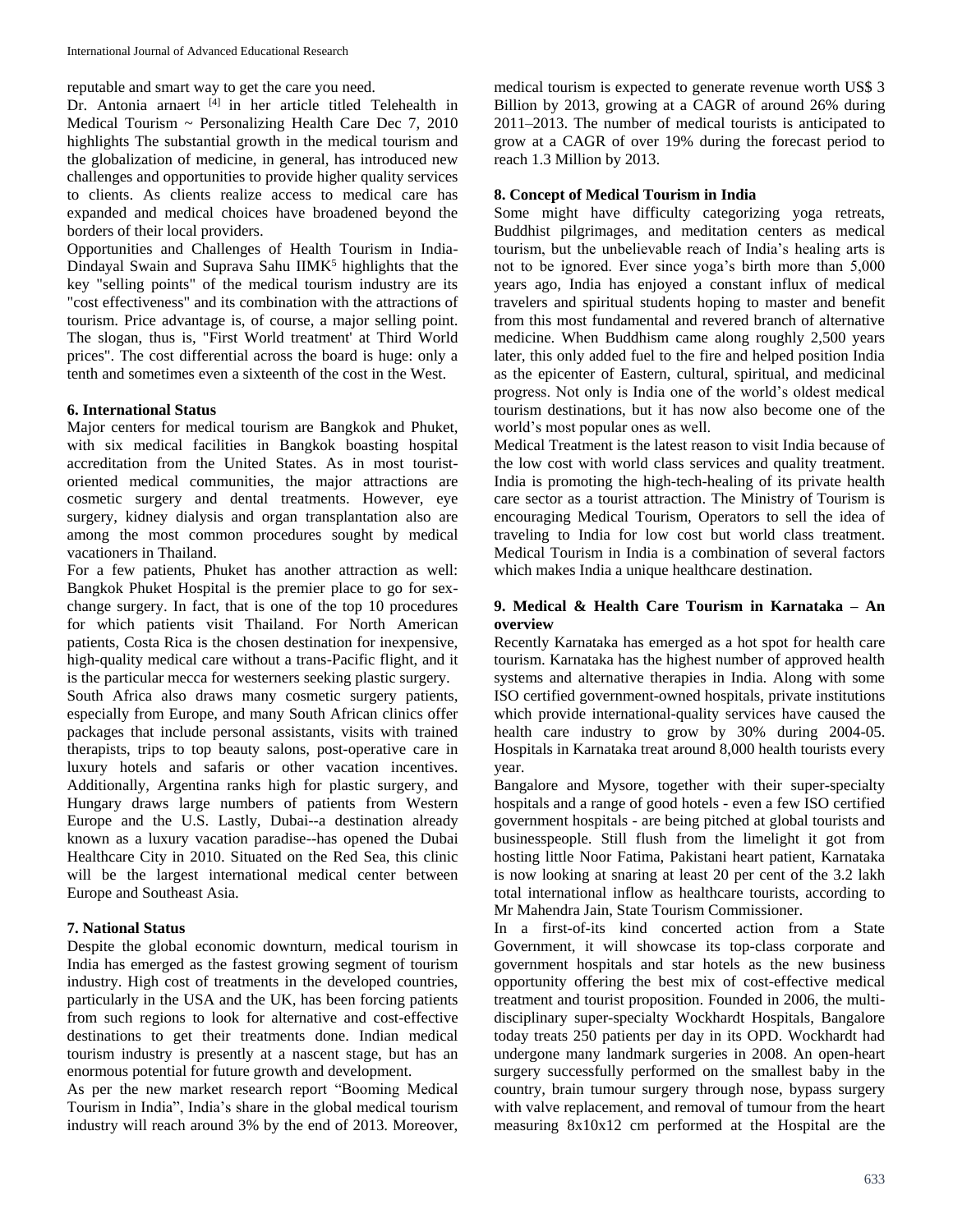reputable and smart way to get the care you need.

Dr. Antonia arnaert [4] in her article titled Telehealth in Medical Tourism ~ Personalizing Health Care Dec 7, 2010 highlights The substantial growth in the medical tourism and the globalization of medicine, in general, has introduced new challenges and opportunities to provide higher quality services to clients. As clients realize access to medical care has expanded and medical choices have broadened beyond the borders of their local providers.

Opportunities and Challenges of Health Tourism in India- Dindayal Swain and Suprava Sahu IIMK[5] highlights that the key "selling points" of the medical tourism industry are its "cost effectiveness" and its combination with the attractions of tourism. Price advantage is, of course, a major selling point. The slogan, thus is, "First World treatment' at Third World prices". The cost differential across the board is huge: only a tenth and sometimes even a sixteenth of the cost in the West.

#### 6. International Status

Major centers for medical tourism are Bangkok and Phuket, with six medical facilities in Bangkok boasting hospital accreditation from the United States. As in most tourist-oriented medical communities, the major attractions are cosmetic surgery and dental treatments. However, eye surgery, kidney dialysis and organ transplantation also are among the most common procedures sought by medical vacationers in Thailand.

For a few patients, Phuket has another attraction as well: Bangkok Phuket Hospital is the premier place to go for sex-change surgery. In fact, that is one of the top 10 procedures for which patients visit Thailand. For North American patients, Costa Rica is the chosen destination for inexpensive, high-quality medical care without a trans-Pacific flight, and it is the particular mecca for westerners seeking plastic surgery.

South Africa also draws many cosmetic surgery patients, especially from Europe, and many South African clinics offer packages that include personal assistants, visits with trained therapists, trips to top beauty salons, post-operative care in luxury hotels and safaris or other vacation incentives. Additionally, Argentina ranks high for plastic surgery, and Hungary draws large numbers of patients from Western Europe and the U.S. Lastly, Dubai--a destination already known as a luxury vacation paradise--has opened the Dubai Healthcare City in 2010. Situated on the Red Sea, this clinic will be the largest international medical center between Europe and Southeast Asia.

#### 7. National Status

Despite the global economic downturn, medical tourism in India has emerged as the fastest growing segment of tourism industry. High cost of treatments in the developed countries, particularly in the USA and the UK, has been forcing patients from such regions to look for alternative and cost-effective destinations to get their treatments done. Indian medical tourism industry is presently at a nascent stage, but has an enormous potential for future growth and development.

As per the new market research report "Booming Medical Tourism in India", India's share in the global medical tourism industry will reach around 3% by the end of 2013. Moreover, medical tourism is expected to generate revenue worth US$ 3 Billion by 2013, growing at a CAGR of around 26% during 2011–2013. The number of medical tourists is anticipated to grow at a CAGR of over 19% during the forecast period to reach 1.3 Million by 2013.

#### 8. Concept of Medical Tourism in India

Some might have difficulty categorizing yoga retreats, Buddhist pilgrimages, and meditation centers as medical tourism, but the unbelievable reach of India's healing arts is not to be ignored. Ever since yoga's birth more than 5,000 years ago, India has enjoyed a constant influx of medical travelers and spiritual students hoping to master and benefit from this most fundamental and revered branch of alternative medicine. When Buddhism came along roughly 2,500 years later, this only added fuel to the fire and helped position India as the epicenter of Eastern, cultural, spiritual, and medicinal progress. Not only is India one of the world's oldest medical tourism destinations, but it has now also become one of the world's most popular ones as well.

Medical Treatment is the latest reason to visit India because of the low cost with world class services and quality treatment. India is promoting the high-tech-healing of its private health care sector as a tourist attraction. The Ministry of Tourism is encouraging Medical Tourism, Operators to sell the idea of traveling to India for low cost but world class treatment. Medical Tourism in India is a combination of several factors which makes India a unique healthcare destination.

#### 9. Medical & Health Care Tourism in Karnataka – An overview

Recently Karnataka has emerged as a hot spot for health care tourism. Karnataka has the highest number of approved health systems and alternative therapies in India. Along with some ISO certified government-owned hospitals, private institutions which provide international-quality services have caused the health care industry to grow by 30% during 2004-05. Hospitals in Karnataka treat around 8,000 health tourists every year.

Bangalore and Mysore, together with their super-specialty hospitals and a range of good hotels - even a few ISO certified government hospitals - are being pitched at global tourists and businesspeople. Still flush from the limelight it got from hosting little Noor Fatima, Pakistani heart patient, Karnataka is now looking at snaring at least 20 per cent of the 3.2 lakh total international inflow as healthcare tourists, according to Mr Mahendra Jain, State Tourism Commissioner.

In a first-of-its kind concerted action from a State Government, it will showcase its top-class corporate and government hospitals and star hotels as the new business opportunity offering the best mix of cost-effective medical treatment and tourist proposition. Founded in 2006, the multi-disciplinary super-specialty Wockhardt Hospitals, Bangalore today treats 250 patients per day in its OPD. Wockhardt had undergone many landmark surgeries in 2008. An open-heart surgery successfully performed on the smallest baby in the country, brain tumour surgery through nose, bypass surgery with valve replacement, and removal of tumour from the heart measuring 8x10x12 cm performed at the Hospital are the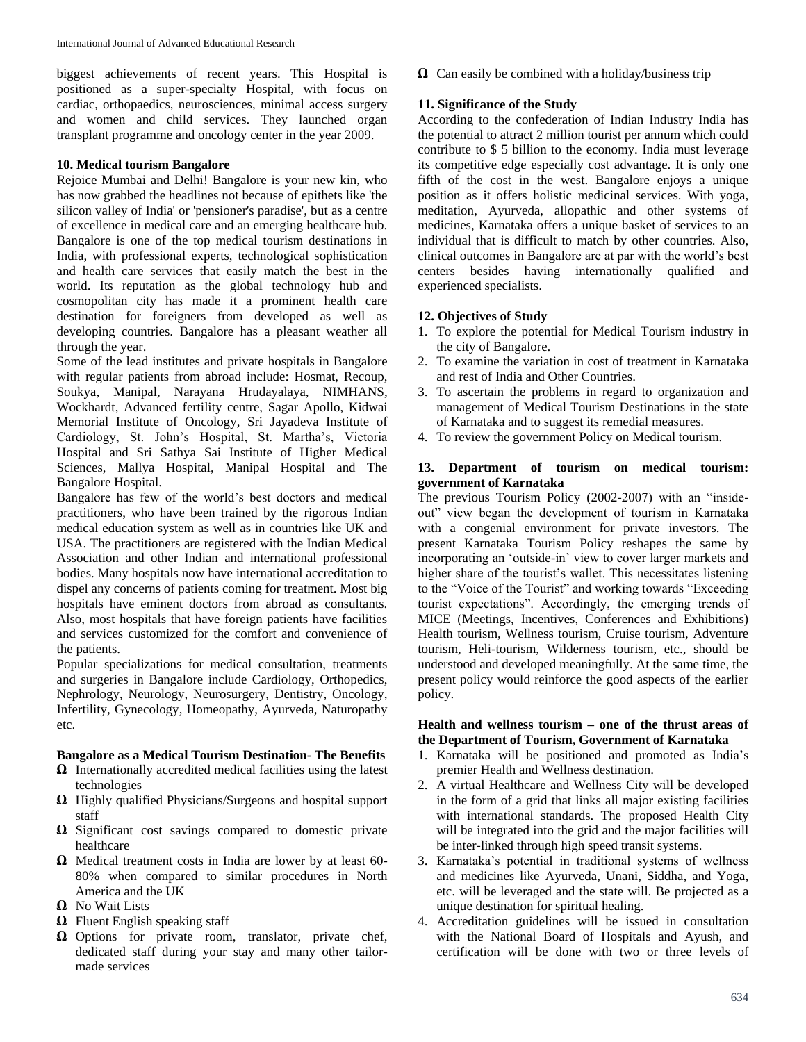biggest achievements of recent years. This Hospital is positioned as a super-specialty Hospital, with focus on cardiac, orthopaedics, neurosciences, minimal access surgery and women and child services. They launched organ transplant programme and oncology center in the year 2009.

**10. Medical tourism Bangalore**

Rejoice Mumbai and Delhi! Bangalore is your new kin, who has now grabbed the headlines not because of epithets like 'the silicon valley of India' or 'pensioner's paradise', but as a centre of excellence in medical care and an emerging healthcare hub. Bangalore is one of the top medical tourism destinations in India, with professional experts, technological sophistication and health care services that easily match the best in the world. Its reputation as the global technology hub and cosmopolitan city has made it a prominent health care destination for foreigners from developed as well as developing countries. Bangalore has a pleasant weather all through the year.

Some of the lead institutes and private hospitals in Bangalore with regular patients from abroad include: Hosmat, Recoup, Soukya, Manipal, Narayana Hrudayalaya, NIMHANS, Wockhardt, Advanced fertility centre, Sagar Apollo, Kidwai Memorial Institute of Oncology, Sri Jayadeva Institute of Cardiology, St. John's Hospital, St. Martha's, Victoria Hospital and Sri Sathya Sai Institute of Higher Medical Sciences, Mallya Hospital, Manipal Hospital and The Bangalore Hospital.

Bangalore has few of the world's best doctors and medical practitioners, who have been trained by the rigorous Indian medical education system as well as in countries like UK and USA. The practitioners are registered with the Indian Medical Association and other Indian and international professional bodies. Many hospitals now have international accreditation to dispel any concerns of patients coming for treatment. Most big hospitals have eminent doctors from abroad as consultants. Also, most hospitals that have foreign patients have facilities and services customized for the comfort and convenience of the patients.

Popular specializations for medical consultation, treatments and surgeries in Bangalore include Cardiology, Orthopedics, Nephrology, Neurology, Neurosurgery, Dentistry, Oncology, Infertility, Gynecology, Homeopathy, Ayurveda, Naturopathy etc.

**Bangalore as a Medical Tourism Destination- The Benefits**

- Ω Internationally accredited medical facilities using the latest technologies
- Ω Highly qualified Physicians/Surgeons and hospital support staff
- Ω Significant cost savings compared to domestic private healthcare
- Ω Medical treatment costs in India are lower by at least 60-80% when compared to similar procedures in North America and the UK
- Ω No Wait Lists
- Ω Fluent English speaking staff
- Ω Options for private room, translator, private chef, dedicated staff during your stay and many other tailor-made services
- Ω Can easily be combined with a holiday/business trip

**11. Significance of the Study**

According to the confederation of Indian Industry India has the potential to attract 2 million tourist per annum which could contribute to $ 5 billion to the economy. India must leverage its competitive edge especially cost advantage. It is only one fifth of the cost in the west. Bangalore enjoys a unique position as it offers holistic medicinal services. With yoga, meditation, Ayurveda, allopathic and other systems of medicines, Karnataka offers a unique basket of services to an individual that is difficult to match by other countries. Also, clinical outcomes in Bangalore are at par with the world's best centers besides having internationally qualified and experienced specialists.

**12. Objectives of Study**

1. To explore the potential for Medical Tourism industry in the city of Bangalore.
2. To examine the variation in cost of treatment in Karnataka and rest of India and Other Countries.
3. To ascertain the problems in regard to organization and management of Medical Tourism Destinations in the state of Karnataka and to suggest its remedial measures.
4. To review the government Policy on Medical tourism.

**13. Department of tourism on medical tourism: government of Karnataka**

The previous Tourism Policy (2002-2007) with an "inside-out" view began the development of tourism in Karnataka with a congenial environment for private investors. The present Karnataka Tourism Policy reshapes the same by incorporating an 'outside-in' view to cover larger markets and higher share of the tourist's wallet. This necessitates listening to the "Voice of the Tourist" and working towards "Exceeding tourist expectations". Accordingly, the emerging trends of MICE (Meetings, Incentives, Conferences and Exhibitions) Health tourism, Wellness tourism, Cruise tourism, Adventure tourism, Heli-tourism, Wilderness tourism, etc., should be understood and developed meaningfully. At the same time, the present policy would reinforce the good aspects of the earlier policy.

**Health and wellness tourism – one of the thrust areas of the Department of Tourism, Government of Karnataka**

1. Karnataka will be positioned and promoted as India's premier Health and Wellness destination.
2. A virtual Healthcare and Wellness City will be developed in the form of a grid that links all major existing facilities with international standards. The proposed Health City will be integrated into the grid and the major facilities will be inter-linked through high speed transit systems.
3. Karnataka's potential in traditional systems of wellness and medicines like Ayurveda, Unani, Siddha, and Yoga, etc. will be leveraged and the state will. Be projected as a unique destination for spiritual healing.
4. Accreditation guidelines will be issued in consultation with the National Board of Hospitals and Ayush, and certification will be done with two or three levels of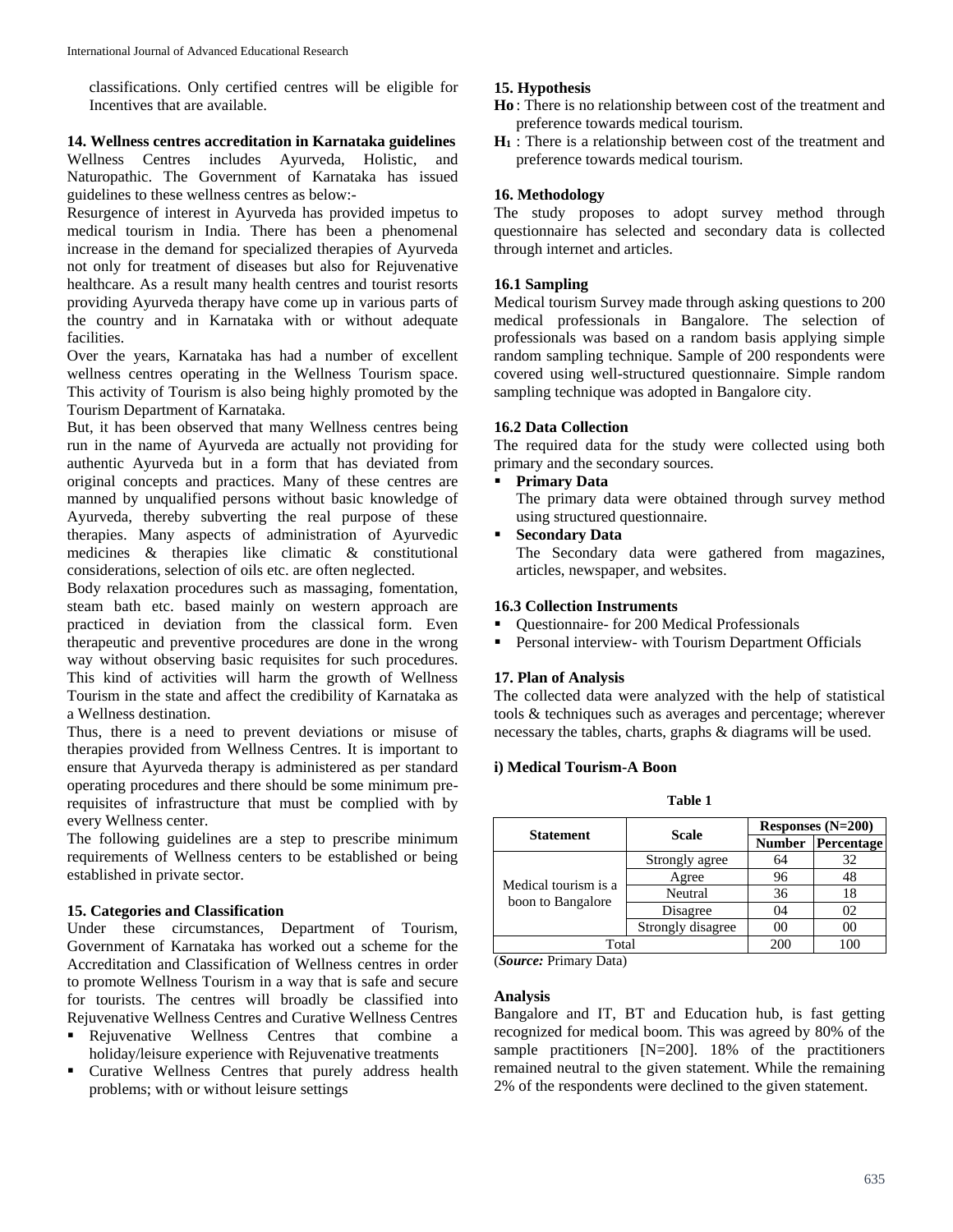classifications. Only certified centres will be eligible for Incentives that are available.

## 14. Wellness centres accreditation in Karnataka guidelines

Wellness Centres includes Ayurveda, Holistic, and Naturopathic. The Government of Karnataka has issued guidelines to these wellness centres as below:-

Resurgence of interest in Ayurveda has provided impetus to medical tourism in India. There has been a phenomenal increase in the demand for specialized therapies of Ayurveda not only for treatment of diseases but also for Rejuvenative healthcare. As a result many health centres and tourist resorts providing Ayurveda therapy have come up in various parts of the country and in Karnataka with or without adequate facilities.

Over the years, Karnataka has had a number of excellent wellness centres operating in the Wellness Tourism space. This activity of Tourism is also being highly promoted by the Tourism Department of Karnataka.

But, it has been observed that many Wellness centres being run in the name of Ayurveda are actually not providing for authentic Ayurveda but in a form that has deviated from original concepts and practices. Many of these centres are manned by unqualified persons without basic knowledge of Ayurveda, thereby subverting the real purpose of these therapies. Many aspects of administration of Ayurvedic medicines & therapies like climatic & constitutional considerations, selection of oils etc. are often neglected.

Body relaxation procedures such as massaging, fomentation, steam bath etc. based mainly on western approach are practiced in deviation from the classical form. Even therapeutic and preventive procedures are done in the wrong way without observing basic requisites for such procedures. This kind of activities will harm the growth of Wellness Tourism in the state and affect the credibility of Karnataka as a Wellness destination.

Thus, there is a need to prevent deviations or misuse of therapies provided from Wellness Centres. It is important to ensure that Ayurveda therapy is administered as per standard operating procedures and there should be some minimum pre-requisites of infrastructure that must be complied with by every Wellness center.

The following guidelines are a step to prescribe minimum requirements of Wellness centers to be established or being established in private sector.

## 15. Categories and Classification

Under these circumstances, Department of Tourism, Government of Karnataka has worked out a scheme for the Accreditation and Classification of Wellness centres in order to promote Wellness Tourism in a way that is safe and secure for tourists. The centres will broadly be classified into Rejuvenative Wellness Centres and Curative Wellness Centres

- Rejuvenative Wellness Centres that combine a holiday/leisure experience with Rejuvenative treatments
- Curative Wellness Centres that purely address health problems; with or without leisure settings

## 15. Hypothesis

**Ho** : There is no relationship between cost of the treatment and preference towards medical tourism.

**$H_1$** : There is a relationship between cost of the treatment and preference towards medical tourism.

## 16. Methodology

The study proposes to adopt survey method through questionnaire has selected and secondary data is collected through internet and articles.

### 16.1 Sampling

Medical tourism Survey made through asking questions to 200 medical professionals in Bangalore. The selection of professionals was based on a random basis applying simple random sampling technique. Sample of 200 respondents were covered using well-structured questionnaire. Simple random sampling technique was adopted in Bangalore city.

### 16.2 Data Collection

The required data for the study were collected using both primary and the secondary sources.

- **Primary Data**
  The primary data were obtained through survey method using structured questionnaire.
- **Secondary Data**
  The Secondary data were gathered from magazines, articles, newspaper, and websites.

### 16.3 Collection Instruments

- Questionnaire- for 200 Medical Professionals
- Personal interview- with Tourism Department Officials

## 17. Plan of Analysis

The collected data were analyzed with the help of statistical tools & techniques such as averages and percentage; wherever necessary the tables, charts, graphs & diagrams will be used.

### i) Medical Tourism-A Boon

**Table 1**

| Statement | Scale | Responses (N=200) | |
|---|---|---|---|
| | | Number | Percentage |
| Medical tourism is a boon to Bangalore | Strongly agree | 64 | 32 |
| | Agree | 96 | 48 |
| | Neutral | 36 | 18 |
| | Disagree | 04 | 02 |
| | Strongly disagree | 00 | 00 |
| Total | | 200 | 100 |

(*Source:* Primary Data)

**Analysis**

Bangalore and IT, BT and Education hub, is fast getting recognized for medical boom. This was agreed by 80% of the sample practitioners [N=200]. 18% of the practitioners remained neutral to the given statement. While the remaining 2% of the respondents were declined to the given statement.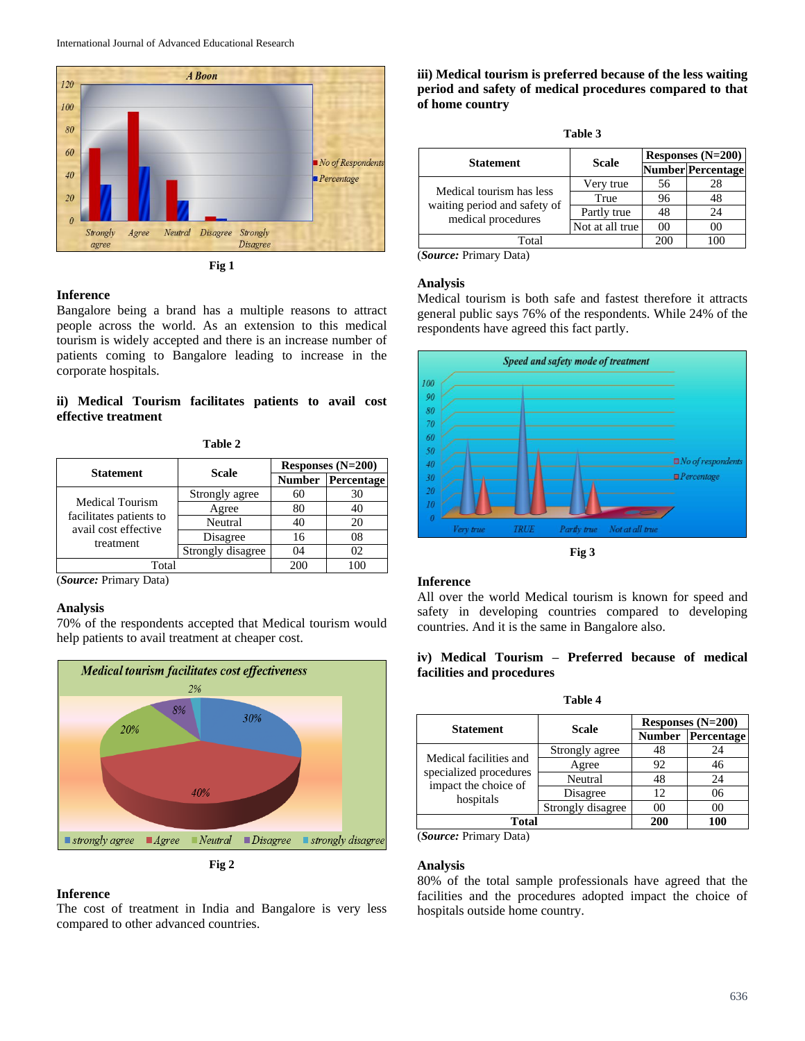Fig 1

### Inference

Bangalore being a brand has a multiple reasons to attract people across the world. As an extension to this medical tourism is widely accepted and there is an increase number of patients coming to Bangalore leading to increase in the corporate hospitals.

### ii) Medical Tourism facilitates patients to avail cost effective treatment

**Table 2**

| Statement | Scale | Responses (N=200) | |
|---|---|---|---|
| | | Number | Percentage |
| Medical Tourism facilitates patients to avail cost effective treatment | Strongly agree | 60 | 30 |
| | Agree | 80 | 40 |
| | Neutral | 40 | 20 |
| | Disagree | 16 | 08 |
| | Strongly disagree | 04 | 02 |
| Total | | 200 | 100 |

(***Source:*** Primary Data)

### Analysis

70% of the respondents accepted that Medical tourism would help patients to avail treatment at cheaper cost.

Fig 2

### Inference

The cost of treatment in India and Bangalore is very less compared to other advanced countries.

### iii) Medical tourism is preferred because of the less waiting period and safety of medical procedures compared to that of home country

**Table 3**

| Statement | Scale | Responses (N=200) | |
|---|---|---|---|
| | | Number | Percentage |
| Medical tourism has less waiting period and safety of medical procedures | Very true | 56 | 28 |
| | True | 96 | 48 |
| | Partly true | 48 | 24 |
| | Not at all true | 00 | 00 |
| Total | | 200 | 100 |

(***Source:*** Primary Data)

### Analysis

Medical tourism is both safe and fastest therefore it attracts general public says 76% of the respondents. While 24% of the respondents have agreed this fact partly.

Fig 3

### Inference

All over the world Medical tourism is known for speed and safety in developing countries compared to developing countries. And it is the same in Bangalore also.

### iv) Medical Tourism – Preferred because of medical facilities and procedures

**Table 4**

| Statement | Scale | Responses (N=200) | |
|---|---|---|---|
| | | Number | Percentage |
| Medical facilities and specialized procedures impact the choice of hospitals | Strongly agree | 48 | 24 |
| | Agree | 92 | 46 |
| | Neutral | 48 | 24 |
| | Disagree | 12 | 06 |
| | Strongly disagree | 00 | 00 |
| **Total** | | **200** | **100** |

(***Source:*** Primary Data)

### Analysis

80% of the total sample professionals have agreed that the facilities and the procedures adopted impact the choice of hospitals outside home country.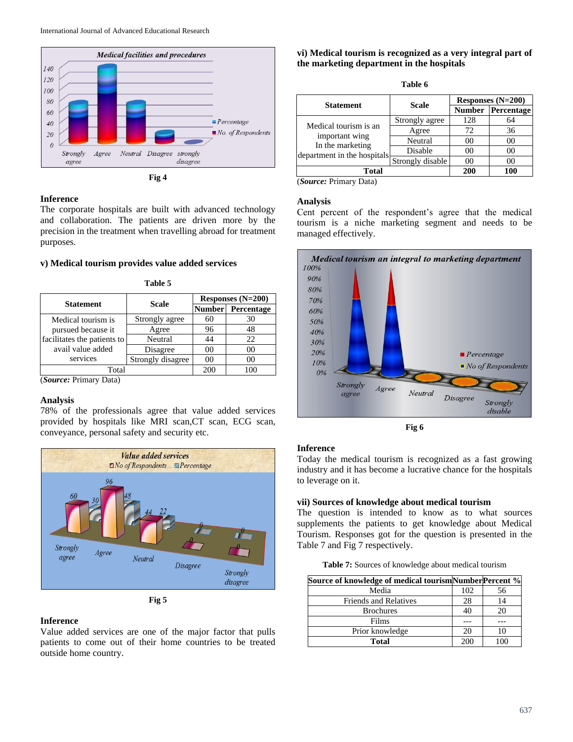Fig 4

### Inference

The corporate hospitals are built with advanced technology and collaboration. The patients are driven more by the precision in the treatment when travelling abroad for treatment purposes.

### v) Medical tourism provides value added services

**Table 5**

| Statement | Scale | Responses (N=200) | |
|---|---|---|---|
| | | Number | Percentage |
| Medical tourism is pursued because it facilitates the patients to avail value added services | Strongly agree | 60 | 30 |
| | Agree | 96 | 48 |
| | Neutral | 44 | 22 |
| | Disagree | 00 | 00 |
| | Strongly disagree | 00 | 00 |
| Total | | 200 | 100 |

(***Source:*** Primary Data)

### Analysis

78% of the professionals agree that value added services provided by hospitals like MRI scan,CT scan, ECG scan, conveyance, personal safety and security etc.

Fig 5

### Inference

Value added services are one of the major factor that pulls patients to come out of their home countries to be treated outside home country.

### vi) Medical tourism is recognized as a very integral part of the marketing department in the hospitals

**Table 6**

| Statement | Scale | Responses (N=200) | |
|---|---|---|---|
| | | Number | Percentage |
| Medical tourism is an important wing In the marketing department in the hospitals | Strongly agree | 128 | 64 |
| | Agree | 72 | 36 |
| | Neutral | 00 | 00 |
| | Disable | 00 | 00 |
| | Strongly disable | 00 | 00 |
| **Total** | | **200** | **100** |

(***Source:*** Primary Data)

### Analysis

Cent percent of the respondent's agree that the medical tourism is a niche marketing segment and needs to be managed effectively.

Fig 6

### Inference

Today the medical tourism is recognized as a fast growing industry and it has become a lucrative chance for the hospitals to leverage on it.

### vii) Sources of knowledge about medical tourism

The question is intended to know as to what sources supplements the patients to get knowledge about Medical Tourism. Responses got for the question is presented in the Table 7 and Fig 7 respectively.

**Table 7:** Sources of knowledge about medical tourism

| Source of knowledge of medical tourism | Number | Percent % |
|---|---|---|
| Media | 102 | 56 |
| Friends and Relatives | 28 | 14 |
| Brochures | 40 | 20 |
| Films | --- | --- |
| Prior knowledge | 20 | 10 |
| **Total** | 200 | 100 |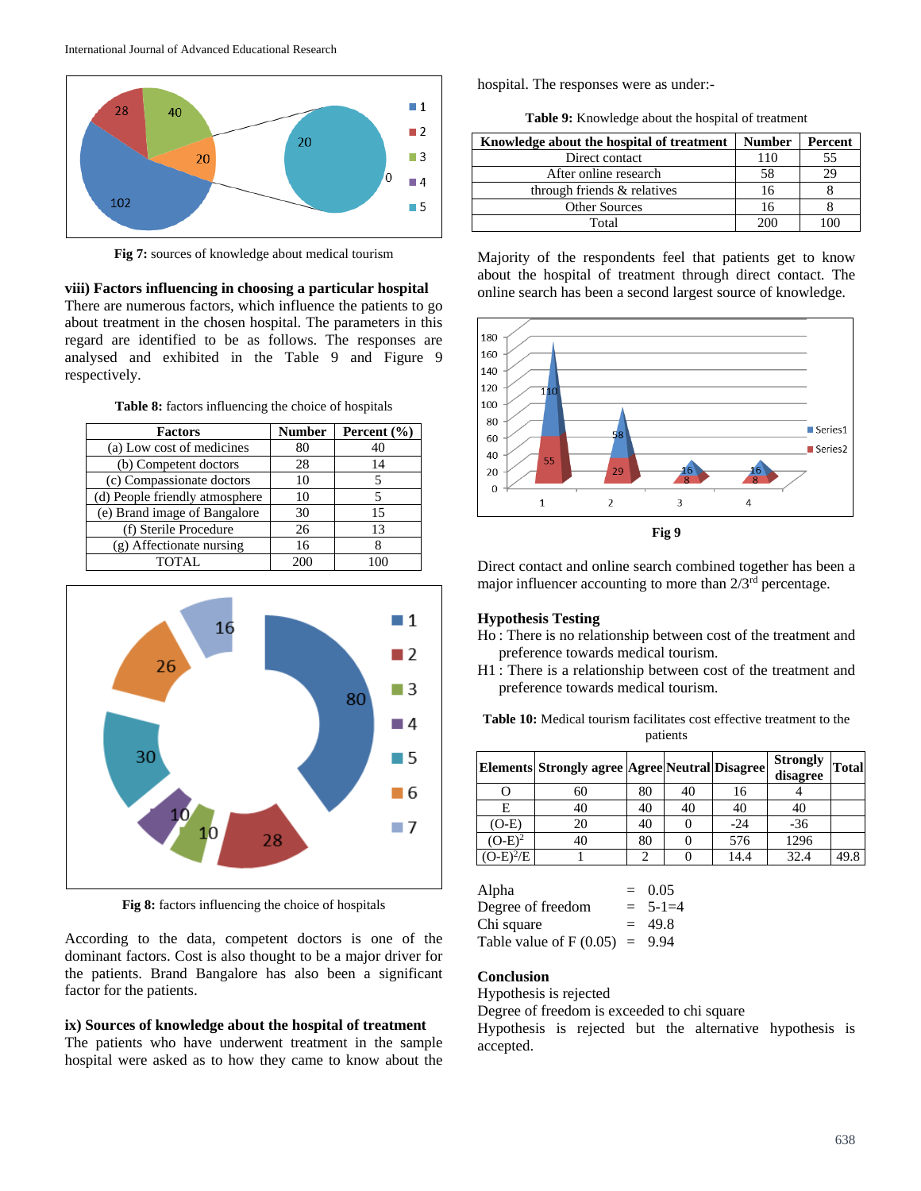Fig 7: sources of knowledge about medical tourism

### viii) Factors influencing in choosing a particular hospital

There are numerous factors, which influence the patients to go about treatment in the chosen hospital. The parameters in this regard are identified to be as follows. The responses are analysed and exhibited in the Table 9 and Figure 9 respectively.

**Table 8:** factors influencing the choice of hospitals

| Factors | Number | Percent (%) |
|---|---|---|
| (a) Low cost of medicines | 80 | 40 |
| (b) Competent doctors | 28 | 14 |
| (c) Compassionate doctors | 10 | 5 |
| (d) People friendly atmosphere | 10 | 5 |
| (e) Brand image of Bangalore | 30 | 15 |
| (f) Sterile Procedure | 26 | 13 |
| (g) Affectionate nursing | 16 | 8 |
| TOTAL | 200 | 100 |

**Fig 8:** factors influencing the choice of hospitals

According to the data, competent doctors is one of the dominant factors. Cost is also thought to be a major driver for the patients. Brand Bangalore has also been a significant factor for the patients.

### ix) Sources of knowledge about the hospital of treatment

The patients who have underwent treatment in the sample hospital were asked as to how they came to know about the hospital. The responses were as under:-

**Table 9:** Knowledge about the hospital of treatment

| Knowledge about the hospital of treatment | Number | Percent |
|---|---|---|
| Direct contact | 110 | 55 |
| After online research | 58 | 29 |
| through friends & relatives | 16 | 8 |
| Other Sources | 16 | 8 |
| Total | 200 | 100 |

Majority of the respondents feel that patients get to know about the hospital of treatment through direct contact. The online search has been a second largest source of knowledge.

**Fig 9**

Direct contact and online search combined together has been a major influencer accounting to more than 2/3rd percentage.

### Hypothesis Testing

Ho : There is no relationship between cost of the treatment and preference towards medical tourism.

H1 : There is a relationship between cost of the treatment and preference towards medical tourism.

**Table 10:** Medical tourism facilitates cost effective treatment to the patients

| Elements | Strongly agree | Agree | Neutral | Disagree | Strongly disagree | Total |
|---|---|---|---|---|---|---|
| O | 60 | 80 | 40 | 16 | 4 | |
| E | 40 | 40 | 40 | 40 | 40 | |
| (O-E) | 20 | 40 | 0 | -24 | -36 | |
| $(O-E)^2$ | 40 | 80 | 0 | 576 | 1296 | |
| $(O-E)^2/E$ | 1 | 2 | 0 | 14.4 | 32.4 | 49.8 |

Alpha = 0.05
Degree of freedom = 5-1=4
Chi square = 49.8
Table value of F (0.05) = 9.94

### Conclusion

Hypothesis is rejected
Degree of freedom is exceeded to chi square
Hypothesis is rejected but the alternative hypothesis is accepted.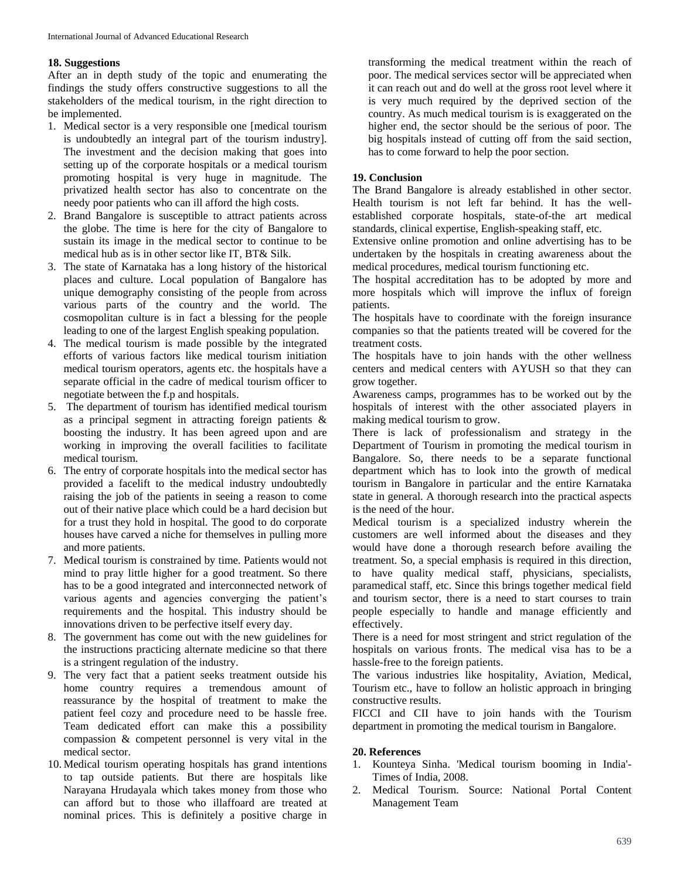## 18. Suggestions

After an in depth study of the topic and enumerating the findings the study offers constructive suggestions to all the stakeholders of the medical tourism, in the right direction to be implemented.

1. Medical sector is a very responsible one [medical tourism is undoubtedly an integral part of the tourism industry]. The investment and the decision making that goes into setting up of the corporate hospitals or a medical tourism promoting hospital is very huge in magnitude. The privatized health sector has also to concentrate on the needy poor patients who can ill afford the high costs.
2. Brand Bangalore is susceptible to attract patients across the globe. The time is here for the city of Bangalore to sustain its image in the medical sector to continue to be medical hub as is in other sector like IT, BT& Silk.
3. The state of Karnataka has a long history of the historical places and culture. Local population of Bangalore has unique demography consisting of the people from across various parts of the country and the world. The cosmopolitan culture is in fact a blessing for the people leading to one of the largest English speaking population.
4. The medical tourism is made possible by the integrated efforts of various factors like medical tourism initiation medical tourism operators, agents etc. the hospitals have a separate official in the cadre of medical tourism officer to negotiate between the f.p and hospitals.
5. The department of tourism has identified medical tourism as a principal segment in attracting foreign patients & boosting the industry. It has been agreed upon and are working in improving the overall facilities to facilitate medical tourism.
6. The entry of corporate hospitals into the medical sector has provided a facelift to the medical industry undoubtedly raising the job of the patients in seeing a reason to come out of their native place which could be a hard decision but for a trust they hold in hospital. The good to do corporate houses have carved a niche for themselves in pulling more and more patients.
7. Medical tourism is constrained by time. Patients would not mind to pray little higher for a good treatment. So there has to be a good integrated and interconnected network of various agents and agencies converging the patient's requirements and the hospital. This industry should be innovations driven to be perfective itself every day.
8. The government has come out with the new guidelines for the instructions practicing alternate medicine so that there is a stringent regulation of the industry.
9. The very fact that a patient seeks treatment outside his home country requires a tremendous amount of reassurance by the hospital of treatment to make the patient feel cozy and procedure need to be hassle free. Team dedicated effort can make this a possibility compassion & competent personnel is very vital in the medical sector.
10. Medical tourism operating hospitals has grand intentions to tap outside patients. But there are hospitals like Narayana Hrudayala which takes money from those who can afford but to those who illaffoard are treated at nominal prices. This is definitely a positive charge in transforming the medical treatment within the reach of poor. The medical services sector will be appreciated when it can reach out and do well at the gross root level where it is very much required by the deprived section of the country. As much medical tourism is is exaggerated on the higher end, the sector should be the serious of poor. The big hospitals instead of cutting off from the said section, has to come forward to help the poor section.

## 19. Conclusion

The Brand Bangalore is already established in other sector. Health tourism is not left far behind. It has the well-established corporate hospitals, state-of-the art medical standards, clinical expertise, English-speaking staff, etc.

Extensive online promotion and online advertising has to be undertaken by the hospitals in creating awareness about the medical procedures, medical tourism functioning etc.

The hospital accreditation has to be adopted by more and more hospitals which will improve the influx of foreign patients.

The hospitals have to coordinate with the foreign insurance companies so that the patients treated will be covered for the treatment costs.

The hospitals have to join hands with the other wellness centers and medical centers with AYUSH so that they can grow together.

Awareness camps, programmes has to be worked out by the hospitals of interest with the other associated players in making medical tourism to grow.

There is lack of professionalism and strategy in the Department of Tourism in promoting the medical tourism in Bangalore. So, there needs to be a separate functional department which has to look into the growth of medical tourism in Bangalore in particular and the entire Karnataka state in general. A thorough research into the practical aspects is the need of the hour.

Medical tourism is a specialized industry wherein the customers are well informed about the diseases and they would have done a thorough research before availing the treatment. So, a special emphasis is required in this direction, to have quality medical staff, physicians, specialists, paramedical staff, etc. Since this brings together medical field and tourism sector, there is a need to start courses to train people especially to handle and manage efficiently and effectively.

There is a need for most stringent and strict regulation of the hospitals on various fronts. The medical visa has to be a hassle-free to the foreign patients.

The various industries like hospitality, Aviation, Medical, Tourism etc., have to follow an holistic approach in bringing constructive results.

FICCI and CII have to join hands with the Tourism department in promoting the medical tourism in Bangalore.

## 20. References

1. Kounteya Sinha. 'Medical tourism booming in India'- Times of India, 2008.
2. Medical Tourism. Source: National Portal Content Management Team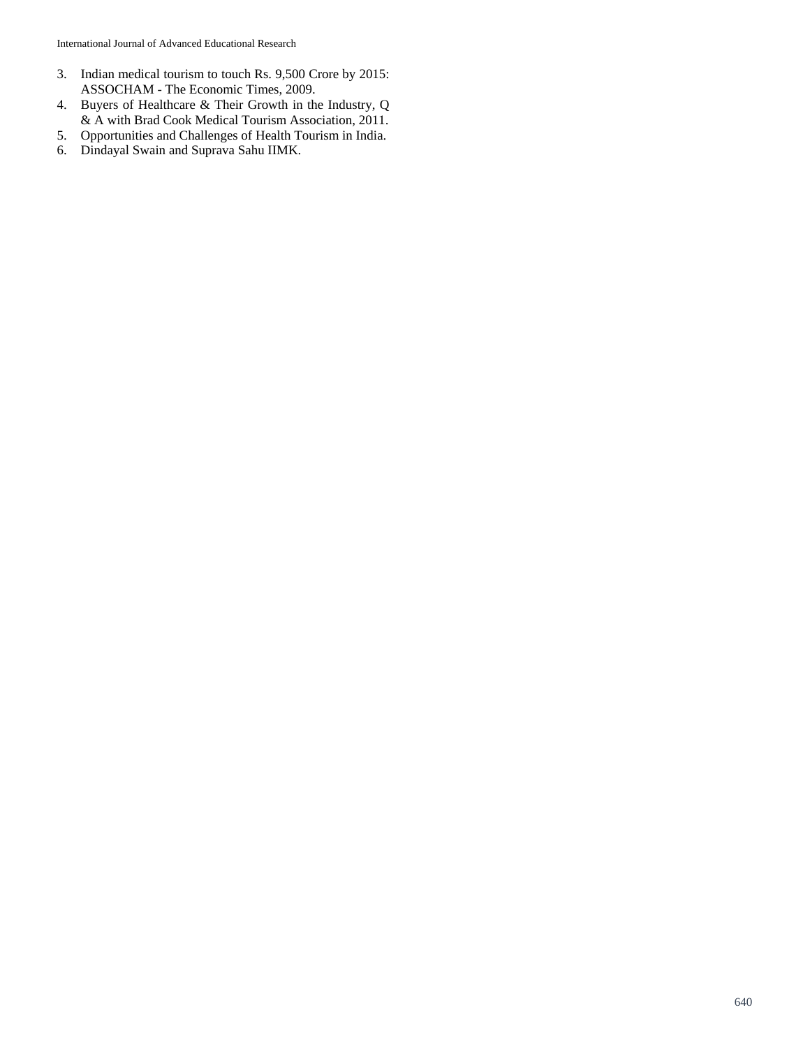3. Indian medical tourism to touch Rs. 9,500 Crore by 2015: ASSOCHAM - The Economic Times, 2009.
4. Buyers of Healthcare & Their Growth in the Industry, Q & A with Brad Cook Medical Tourism Association, 2011.
5. Opportunities and Challenges of Health Tourism in India.
6. Dindayal Swain and Suprava Sahu IIMK.